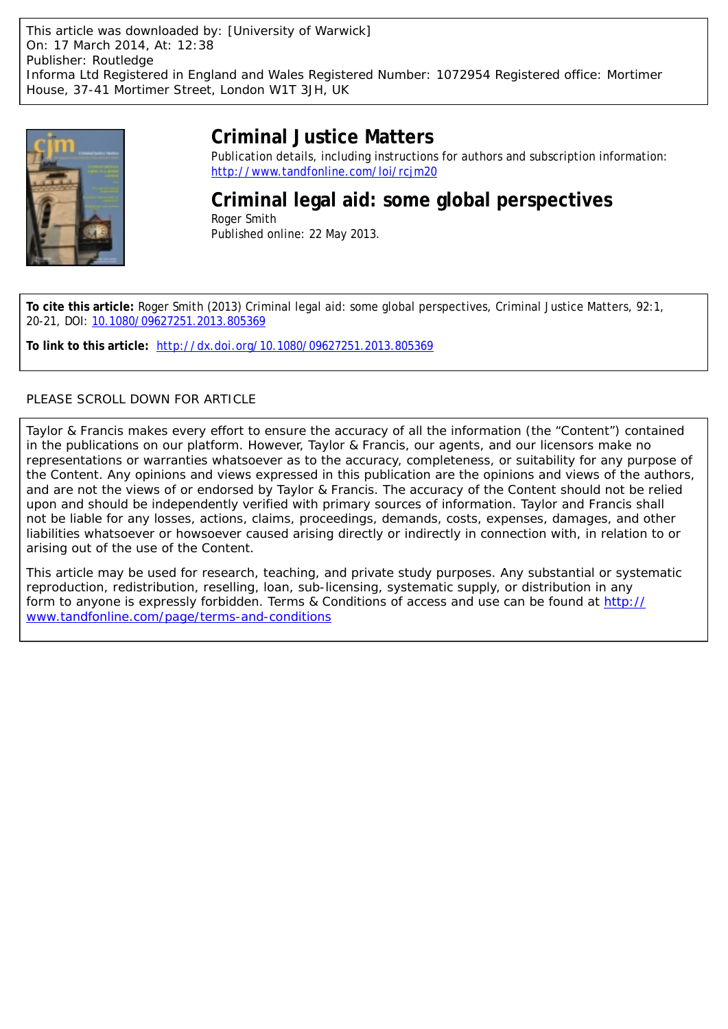This article was downloaded by: [University of Warwick]
On: 17 March 2014, At: 12:38
Publisher: Routledge
Informa Ltd Registered in England and Wales Registered Number: 1072954 Registered office: Mortimer House, 37-41 Mortimer Street, London W1T 3JH, UK

# Criminal Justice Matters

Publication details, including instructions for authors and subscription information:
http://www.tandfonline.com/loi/rcjm20

## Criminal legal aid: some global perspectives

Roger Smith

Published online: 22 May 2013.

**To cite this article:** Roger Smith (2013) Criminal legal aid: some global perspectives, Criminal Justice Matters, 92:1, 20-21, DOI: 10.1080/09627251.2013.805369

**To link to this article:** http://dx.doi.org/10.1080/09627251.2013.805369

PLEASE SCROLL DOWN FOR ARTICLE

Taylor & Francis makes every effort to ensure the accuracy of all the information (the "Content") contained in the publications on our platform. However, Taylor & Francis, our agents, and our licensors make no representations or warranties whatsoever as to the accuracy, completeness, or suitability for any purpose of the Content. Any opinions and views expressed in this publication are the opinions and views of the authors, and are not the views of or endorsed by Taylor & Francis. The accuracy of the Content should not be relied upon and should be independently verified with primary sources of information. Taylor and Francis shall not be liable for any losses, actions, claims, proceedings, demands, costs, expenses, damages, and other liabilities whatsoever or howsoever caused arising directly or indirectly in connection with, in relation to or arising out of the use of the Content.

This article may be used for research, teaching, and private study purposes. Any substantial or systematic reproduction, redistribution, reselling, loan, sub-licensing, systematic supply, or distribution in any form to anyone is expressly forbidden. Terms & Conditions of access and use can be found at http://www.tandfonline.com/page/terms-and-conditions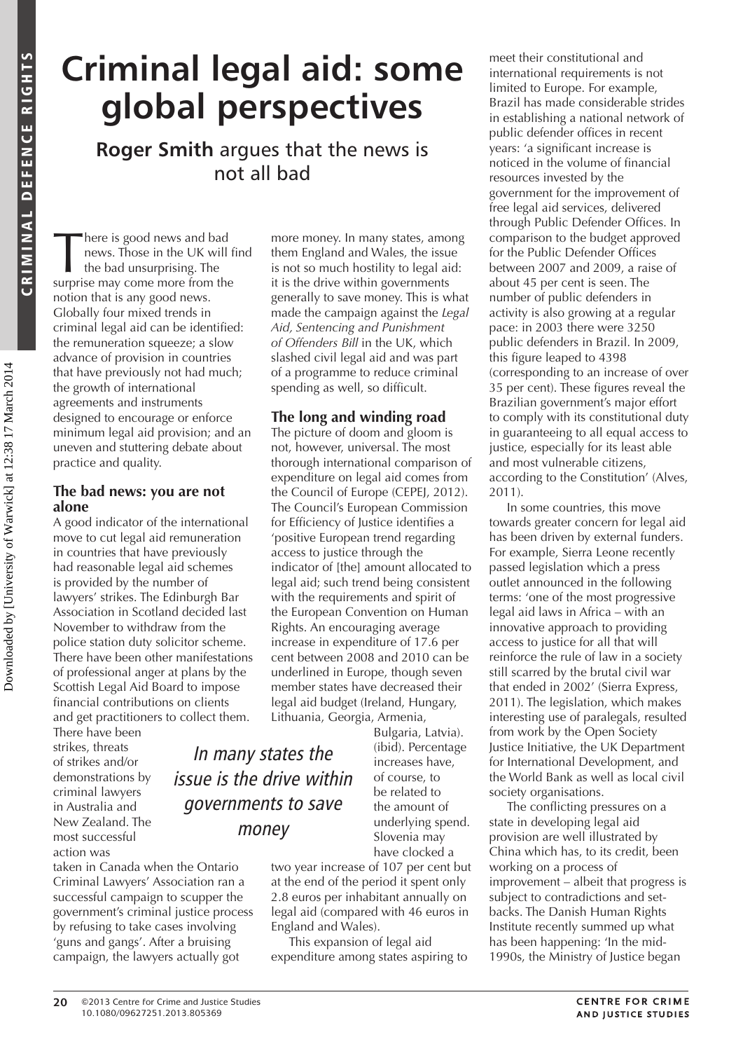# Criminal legal aid: some global perspectives

**Roger Smith** argues that the news is not all bad

There is good news and bad news. Those in the UK will find the bad unsurprising. The surprise may come more from the notion that is any good news. Globally four mixed trends in criminal legal aid can be identified: the remuneration squeeze; a slow advance of provision in countries that have previously not had much; the growth of international agreements and instruments designed to encourage or enforce minimum legal aid provision; and an uneven and stuttering debate about practice and quality.

## The bad news: you are not alone

A good indicator of the international move to cut legal aid remuneration in countries that have previously had reasonable legal aid schemes is provided by the number of lawyers' strikes. The Edinburgh Bar Association in Scotland decided last November to withdraw from the police station duty solicitor scheme. There have been other manifestations of professional anger at plans by the Scottish Legal Aid Board to impose financial contributions on clients and get practitioners to collect them. There have been strikes, threats of strikes and/or demonstrations by criminal lawyers in Australia and New Zealand. The most successful action was taken in Canada when the Ontario Criminal Lawyers' Association ran a successful campaign to scupper the government's criminal justice process by refusing to take cases involving 'guns and gangs'. After a bruising campaign, the lawyers actually got more money. In many states, among them England and Wales, the issue is not so much hostility to legal aid: it is the drive within governments generally to save money. This is what made the campaign against the *Legal Aid, Sentencing and Punishment of Offenders Bill* in the UK, which slashed civil legal aid and was part of a programme to reduce criminal spending as well, so difficult.

*In many states the issue is the drive within governments to save money*

## The long and winding road

The picture of doom and gloom is not, however, universal. The most thorough international comparison of expenditure on legal aid comes from the Council of Europe (CEPEJ, 2012). The Council's European Commission for Efficiency of Justice identifies a 'positive European trend regarding access to justice through the indicator of [the] amount allocated to legal aid; such trend being consistent with the requirements and spirit of the European Convention on Human Rights. An encouraging average increase in expenditure of 17.6 per cent between 2008 and 2010 can be underlined in Europe, though seven member states have decreased their legal aid budget (Ireland, Hungary, Lithuania, Georgia, Armenia, Bulgaria, Latvia). (ibid). Percentage increases have, of course, to be related to the amount of underlying spend. Slovenia may have clocked a two year increase of 107 per cent but at the end of the period it spent only 2.8 euros per inhabitant annually on legal aid (compared with 46 euros in England and Wales).

This expansion of legal aid expenditure among states aspiring to meet their constitutional and international requirements is not limited to Europe. For example, Brazil has made considerable strides in establishing a national network of public defender offices in recent years: 'a significant increase is noticed in the volume of financial resources invested by the government for the improvement of free legal aid services, delivered through Public Defender Offices. In comparison to the budget approved for the Public Defender Offices between 2007 and 2009, a raise of about 45 per cent is seen. The number of public defenders in activity is also growing at a regular pace: in 2003 there were 3250 public defenders in Brazil. In 2009, this figure leaped to 4398 (corresponding to an increase of over 35 per cent). These figures reveal the Brazilian government's major effort to comply with its constitutional duty in guaranteeing to all equal access to justice, especially for its least able and most vulnerable citizens, according to the Constitution' (Alves, 2011).

In some countries, this move towards greater concern for legal aid has been driven by external funders. For example, Sierra Leone recently passed legislation which a press outlet announced in the following terms: 'one of the most progressive legal aid laws in Africa – with an innovative approach to providing access to justice for all that will reinforce the rule of law in a society still scarred by the brutal civil war that ended in 2002' (Sierra Express, 2011). The legislation, which makes interesting use of paralegals, resulted from work by the Open Society Justice Initiative, the UK Department for International Development, and the World Bank as well as local civil society organisations.

The conflicting pressures on a state in developing legal aid provision are well illustrated by China which has, to its credit, been working on a process of improvement – albeit that progress is subject to contradictions and set-backs. The Danish Human Rights Institute recently summed up what has been happening: 'In the mid-1990s, the Ministry of Justice began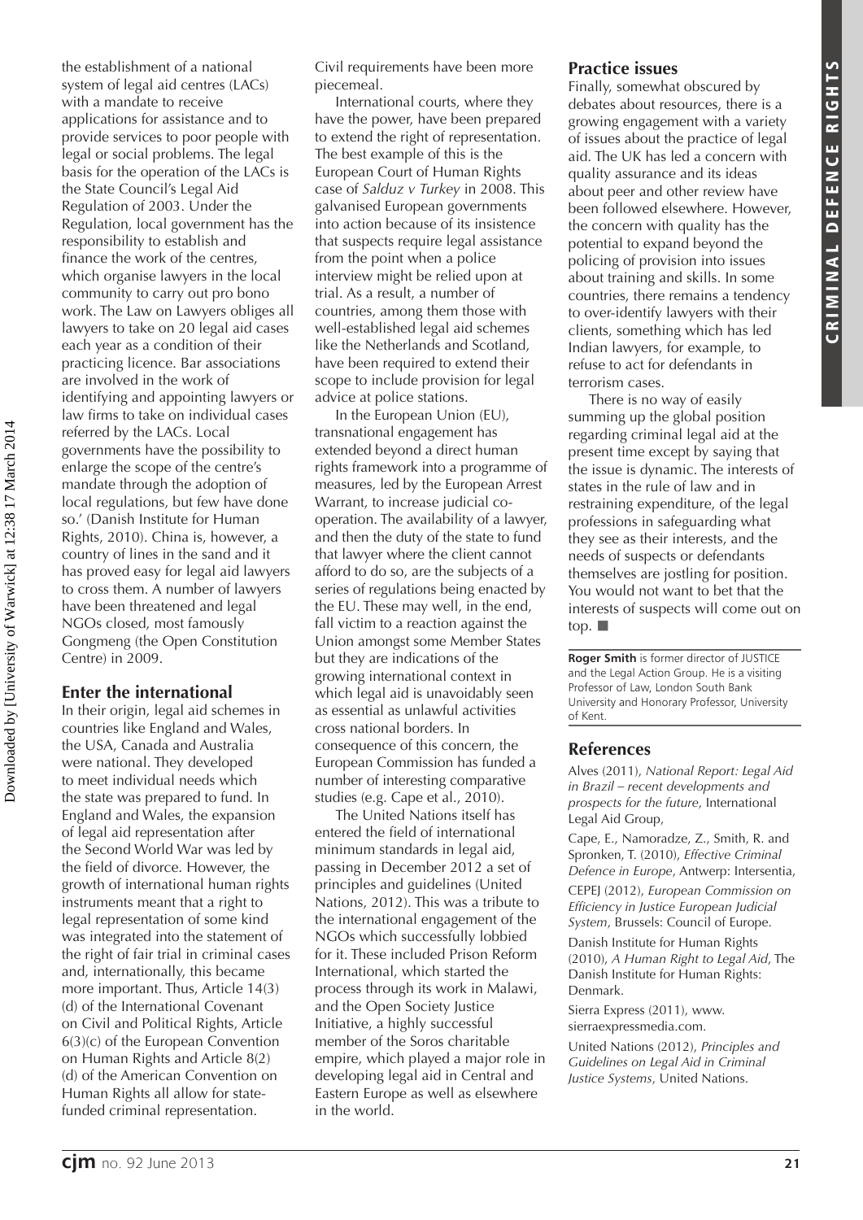the establishment of a national system of legal aid centres (LACs) with a mandate to receive applications for assistance and to provide services to poor people with legal or social problems. The legal basis for the operation of the LACs is the State Council's Legal Aid Regulation of 2003. Under the Regulation, local government has the responsibility to establish and finance the work of the centres, which organise lawyers in the local community to carry out pro bono work. The Law on Lawyers obliges all lawyers to take on 20 legal aid cases each year as a condition of their practicing licence. Bar associations are involved in the work of identifying and appointing lawyers or law firms to take on individual cases referred by the LACs. Local governments have the possibility to enlarge the scope of the centre's mandate through the adoption of local regulations, but few have done so.' (Danish Institute for Human Rights, 2010). China is, however, a country of lines in the sand and it has proved easy for legal aid lawyers to cross them. A number of lawyers have been threatened and legal NGOs closed, most famously Gongmeng (the Open Constitution Centre) in 2009.

## Enter the international

In their origin, legal aid schemes in countries like England and Wales, the USA, Canada and Australia were national. They developed to meet individual needs which the state was prepared to fund. In England and Wales, the expansion of legal aid representation after the Second World War was led by the field of divorce. However, the growth of international human rights instruments meant that a right to legal representation of some kind was integrated into the statement of the right of fair trial in criminal cases and, internationally, this became more important. Thus, Article 14(3)(d) of the International Covenant on Civil and Political Rights, Article 6(3)(c) of the European Convention on Human Rights and Article 8(2)(d) of the American Convention on Human Rights all allow for state-funded criminal representation. Civil requirements have been more piecemeal.

International courts, where they have the power, have been prepared to extend the right of representation. The best example of this is the European Court of Human Rights case of *Salduz v Turkey* in 2008. This galvanised European governments into action because of its insistence that suspects require legal assistance from the point when a police interview might be relied upon at trial. As a result, a number of countries, among them those with well-established legal aid schemes like the Netherlands and Scotland, have been required to extend their scope to include provision for legal advice at police stations.

In the European Union (EU), transnational engagement has extended beyond a direct human rights framework into a programme of measures, led by the European Arrest Warrant, to increase judicial co-operation. The availability of a lawyer, and then the duty of the state to fund that lawyer where the client cannot afford to do so, are the subjects of a series of regulations being enacted by the EU. These may well, in the end, fall victim to a reaction against the Union amongst some Member States but they are indications of the growing international context in which legal aid is unavoidably seen as essential as unlawful activities cross national borders. In consequence of this concern, the European Commission has funded a number of interesting comparative studies (e.g. Cape et al., 2010).

The United Nations itself has entered the field of international minimum standards in legal aid, passing in December 2012 a set of principles and guidelines (United Nations, 2012). This was a tribute to the international engagement of the NGOs which successfully lobbied for it. These included Prison Reform International, which started the process through its work in Malawi, and the Open Society Justice Initiative, a highly successful member of the Soros charitable empire, which played a major role in developing legal aid in Central and Eastern Europe as well as elsewhere in the world.

## Practice issues

Finally, somewhat obscured by debates about resources, there is a growing engagement with a variety of issues about the practice of legal aid. The UK has led a concern with quality assurance and its ideas about peer and other review have been followed elsewhere. However, the concern with quality has the potential to expand beyond the policing of provision into issues about training and skills. In some countries, there remains a tendency to over-identify lawyers with their clients, something which has led Indian lawyers, for example, to refuse to act for defendants in terrorism cases.

There is no way of easily summing up the global position regarding criminal legal aid at the present time except by saying that the issue is dynamic. The interests of states in the rule of law and in restraining expenditure, of the legal professions in safeguarding what they see as their interests, and the needs of suspects or defendants themselves are jostling for position. You would not want to bet that the interests of suspects will come out on top. ■

**Roger Smith** is former director of JUSTICE and the Legal Action Group. He is a visiting Professor of Law, London South Bank University and Honorary Professor, University of Kent.

## References

Alves (2011), *National Report: Legal Aid in Brazil – recent developments and prospects for the future*, International Legal Aid Group,

Cape, E., Namoradze, Z., Smith, R. and Spronken, T. (2010), *Effective Criminal Defence in Europe*, Antwerp: Intersentia,

CEPEJ (2012), *European Commission on Efficiency in Justice European Judicial System*, Brussels: Council of Europe.

Danish Institute for Human Rights (2010), *A Human Right to Legal Aid*, The Danish Institute for Human Rights: Denmark.

Sierra Express (2011), www.sierraexpressmedia.com.

United Nations (2012), *Principles and Guidelines on Legal Aid in Criminal Justice Systems*, United Nations.